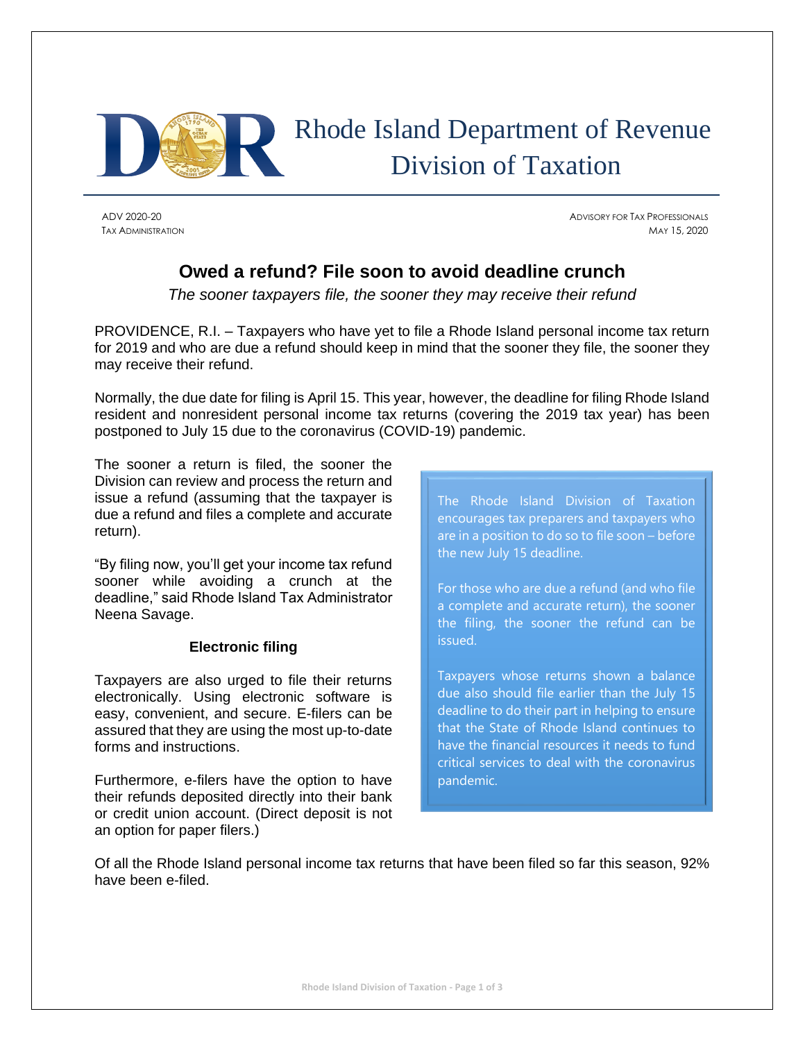# Rhode Island Department of Revenue Division of Taxation

ADV 2020-20
TAX ADMINISTRATION

ADVISORY FOR TAX PROFESSIONALS
MAY 15, 2020

## Owed a refund? File soon to avoid deadline crunch

*The sooner taxpayers file, the sooner they may receive their refund*

PROVIDENCE, R.I. – Taxpayers who have yet to file a Rhode Island personal income tax return for 2019 and who are due a refund should keep in mind that the sooner they file, the sooner they may receive their refund.

Normally, the due date for filing is April 15. This year, however, the deadline for filing Rhode Island resident and nonresident personal income tax returns (covering the 2019 tax year) has been postponed to July 15 due to the coronavirus (COVID-19) pandemic.

The sooner a return is filed, the sooner the Division can review and process the return and issue a refund (assuming that the taxpayer is due a refund and files a complete and accurate return).

"By filing now, you'll get your income tax refund sooner while avoiding a crunch at the deadline," said Rhode Island Tax Administrator Neena Savage.

> The Rhode Island Division of Taxation encourages tax preparers and taxpayers who are in a position to do so to file soon – before the new July 15 deadline.
>
> For those who are due a refund (and who file a complete and accurate return), the sooner the filing, the sooner the refund can be issued.
>
> Taxpayers whose returns shown a balance due also should file earlier than the July 15 deadline to do their part in helping to ensure that the State of Rhode Island continues to have the financial resources it needs to fund critical services to deal with the coronavirus pandemic.

### Electronic filing

Taxpayers are also urged to file their returns electronically. Using electronic software is easy, convenient, and secure. E-filers can be assured that they are using the most up-to-date forms and instructions.

Furthermore, e-filers have the option to have their refunds deposited directly into their bank or credit union account. (Direct deposit is not an option for paper filers.)

Of all the Rhode Island personal income tax returns that have been filed so far this season, 92% have been e-filed.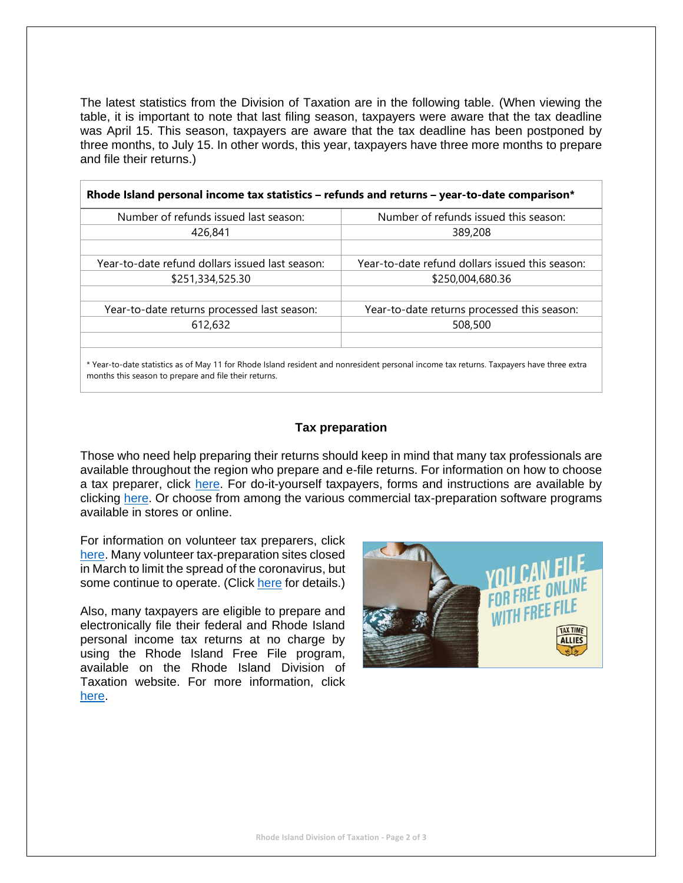The latest statistics from the Division of Taxation are in the following table. (When viewing the table, it is important to note that last filing season, taxpayers were aware that the tax deadline was April 15. This season, taxpayers are aware that the tax deadline has been postponed by three months, to July 15. In other words, this year, taxpayers have three more months to prepare and file their returns.)

**Rhode Island personal income tax statistics – refunds and returns – year-to-date comparison***

| Last season | This season |
|---|---|
| Number of refunds issued last season: | Number of refunds issued this season: |
| 426,841 | 389,208 |
| | |
| Year-to-date refund dollars issued last season: | Year-to-date refund dollars issued this season: |
| $251,334,525.30 | $250,004,680.36 |
| | |
| Year-to-date returns processed last season: | Year-to-date returns processed this season: |
| 612,632 | 508,500 |

* Year-to-date statistics as of May 11 for Rhode Island resident and nonresident personal income tax returns. Taxpayers have three extra months this season to prepare and file their returns.

### Tax preparation

Those who need help preparing their returns should keep in mind that many tax professionals are available throughout the region who prepare and e-file returns. For information on how to choose a tax preparer, click here. For do-it-yourself taxpayers, forms and instructions are available by clicking here. Or choose from among the various commercial tax-preparation software programs available in stores or online.

For information on volunteer tax preparers, click here. Many volunteer tax-preparation sites closed in March to limit the spread of the coronavirus, but some continue to operate. (Click here for details.)

Also, many taxpayers are eligible to prepare and electronically file their federal and Rhode Island personal income tax returns at no charge by using the Rhode Island Free File program, available on the Rhode Island Division of Taxation website. For more information, click here.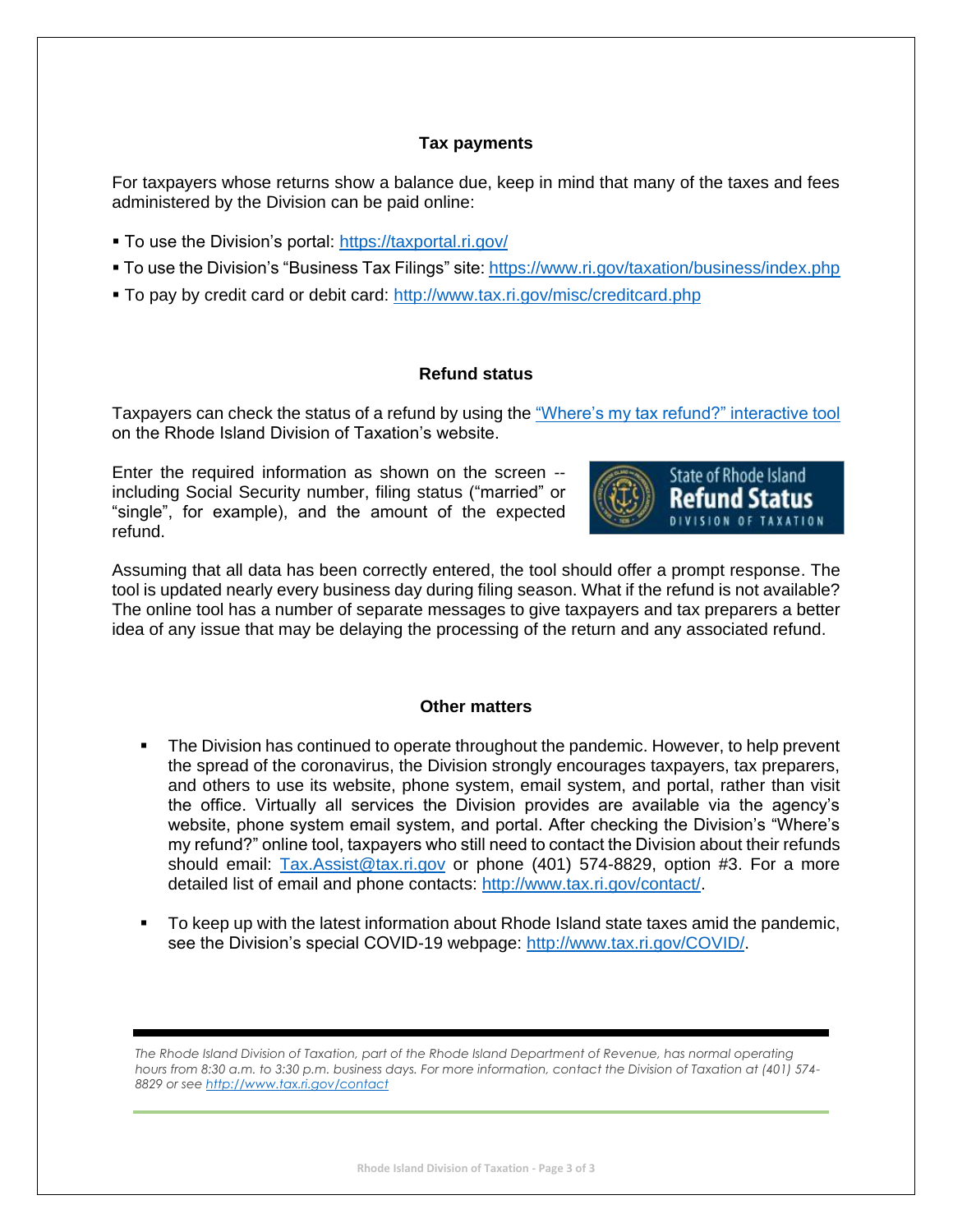## Tax payments

For taxpayers whose returns show a balance due, keep in mind that many of the taxes and fees administered by the Division can be paid online:

- To use the Division's portal: https://taxportal.ri.gov/
- To use the Division's "Business Tax Filings" site: https://www.ri.gov/taxation/business/index.php
- To pay by credit card or debit card: http://www.tax.ri.gov/misc/creditcard.php

## Refund status

Taxpayers can check the status of a refund by using the "Where's my tax refund?" interactive tool on the Rhode Island Division of Taxation's website.

Enter the required information as shown on the screen -- including Social Security number, filing status ("married" or "single", for example), and the amount of the expected refund.

State of Rhode Island
Refund Status
DIVISION OF TAXATION

Assuming that all data has been correctly entered, the tool should offer a prompt response. The tool is updated nearly every business day during filing season. What if the refund is not available? The online tool has a number of separate messages to give taxpayers and tax preparers a better idea of any issue that may be delaying the processing of the return and any associated refund.

## Other matters

- The Division has continued to operate throughout the pandemic. However, to help prevent the spread of the coronavirus, the Division strongly encourages taxpayers, tax preparers, and others to use its website, phone system, email system, and portal, rather than visit the office. Virtually all services the Division provides are available via the agency's website, phone system email system, and portal. After checking the Division's "Where's my refund?" online tool, taxpayers who still need to contact the Division about their refunds should email: Tax.Assist@tax.ri.gov or phone (401) 574-8829, option #3. For a more detailed list of email and phone contacts: http://www.tax.ri.gov/contact/.
- To keep up with the latest information about Rhode Island state taxes amid the pandemic, see the Division's special COVID-19 webpage: http://www.tax.ri.gov/COVID/.

---

*The Rhode Island Division of Taxation, part of the Rhode Island Department of Revenue, has normal operating hours from 8:30 a.m. to 3:30 p.m. business days. For more information, contact the Division of Taxation at (401) 574-8829 or see http://www.tax.ri.gov/contact*